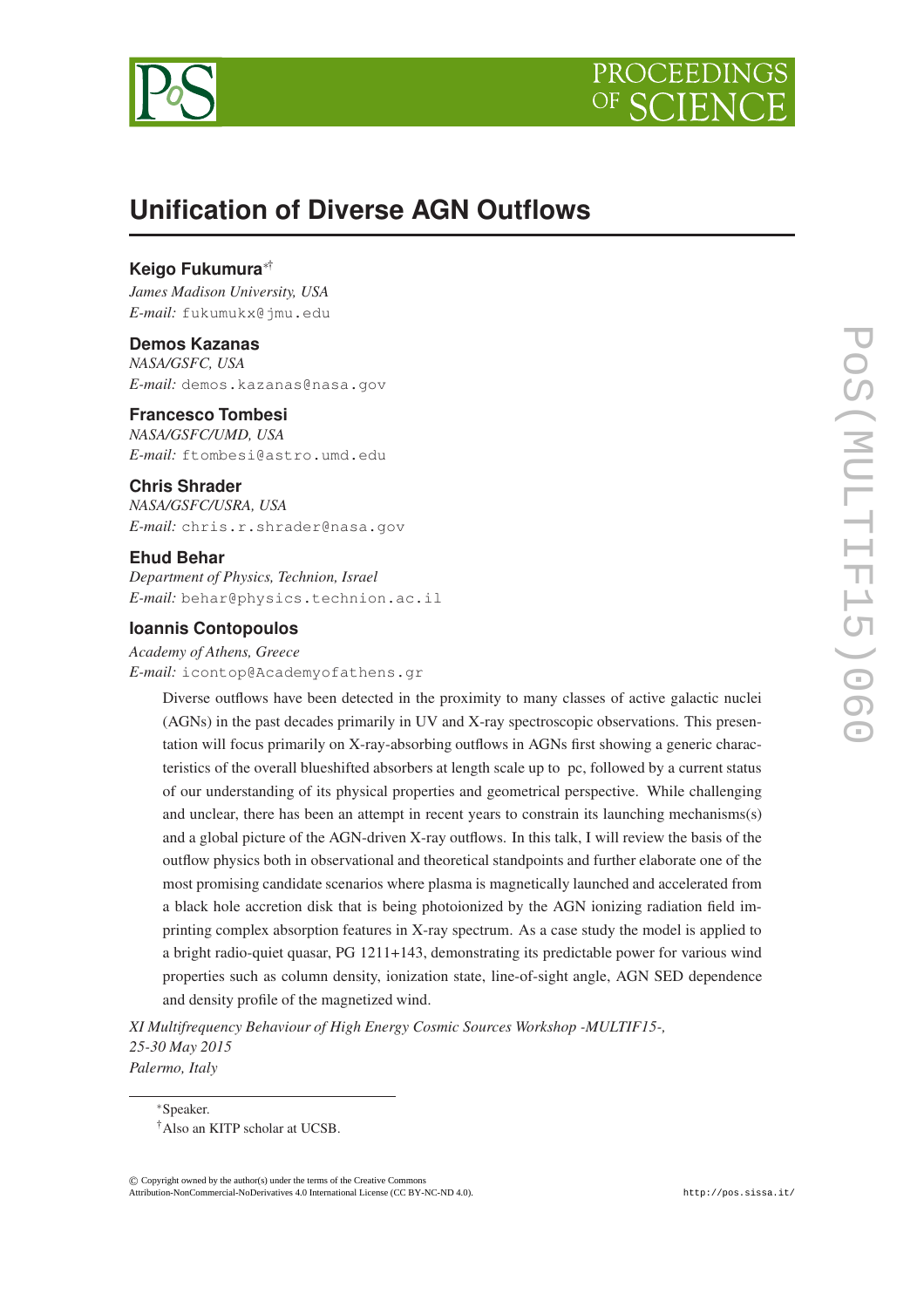# Unification of Diverse AGN Outflows

**Keigo Fukumura**[*†]
*James Madison University, USA*
*E-mail:* fukumukx@jmu.edu

**Demos Kazanas**
*NASA/GSFC, USA*
*E-mail:* demos.kazanas@nasa.gov

**Francesco Tombesi**
*NASA/GSFC/UMD, USA*
*E-mail:* ftombesi@astro.umd.edu

**Chris Shrader**
*NASA/GSFC/USRA, USA*
*E-mail:* chris.r.shrader@nasa.gov

**Ehud Behar**
*Department of Physics, Technion, Israel*
*E-mail:* behar@physics.technion.ac.il

**Ioannis Contopoulos**
*Academy of Athens, Greece*
*E-mail:* icontop@Academyofathens.gr

Diverse outflows have been detected in the proximity to many classes of active galactic nuclei (AGNs) in the past decades primarily in UV and X-ray spectroscopic observations. This presentation will focus primarily on X-ray-absorbing outflows in AGNs first showing a generic characteristics of the overall blueshifted absorbers at length scale up to  pc, followed by a current status of our understanding of its physical properties and geometrical perspective. While challenging and unclear, there has been an attempt in recent years to constrain its launching mechanisms(s) and a global picture of the AGN-driven X-ray outflows. In this talk, I will review the basis of the outflow physics both in observational and theoretical standpoints and further elaborate one of the most promising candidate scenarios where plasma is magnetically launched and accelerated from a black hole accretion disk that is being photoionized by the AGN ionizing radiation field imprinting complex absorption features in X-ray spectrum. As a case study the model is applied to a bright radio-quiet quasar, PG 1211+143, demonstrating its predictable power for various wind properties such as column density, ionization state, line-of-sight angle, AGN SED dependence and density profile of the magnetized wind.

*XI Multifrequency Behaviour of High Energy Cosmic Sources Workshop -MULTIF15-,*
*25-30 May 2015*
*Palermo, Italy*

[*]Speaker.
[†]Also an KITP scholar at UCSB.

© Copyright owned by the author(s) under the terms of the Creative Commons Attribution-NonCommercial-NoDerivatives 4.0 International License (CC BY-NC-ND 4.0).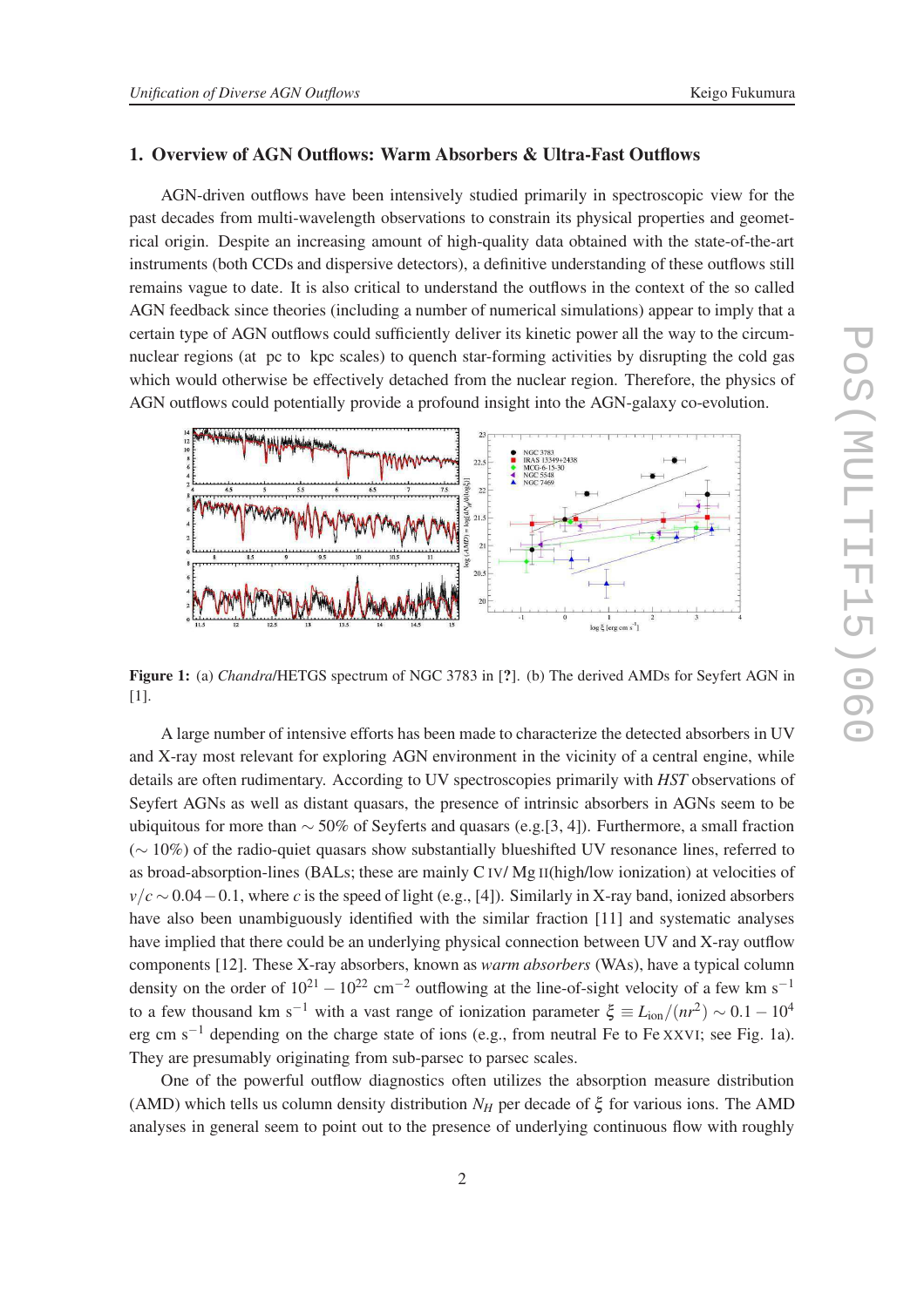## 1. Overview of AGN Outflows: Warm Absorbers & Ultra-Fast Outflows

AGN-driven outflows have been intensively studied primarily in spectroscopic view for the past decades from multi-wavelength observations to constrain its physical properties and geometrical origin. Despite an increasing amount of high-quality data obtained with the state-of-the-art instruments (both CCDs and dispersive detectors), a definitive understanding of these outflows still remains vague to date. It is also critical to understand the outflows in the context of the so called AGN feedback since theories (including a number of numerical simulations) appear to imply that a certain type of AGN outflows could sufficiently deliver its kinetic power all the way to the circum-nuclear regions (at pc to kpc scales) to quench star-forming activities by disrupting the cold gas which would otherwise be effectively detached from the nuclear region. Therefore, the physics of AGN outflows could potentially provide a profound insight into the AGN-galaxy co-evolution.

**Figure 1:** (a) *Chandra*/HETGS spectrum of NGC 3783 in [?]. (b) The derived AMDs for Seyfert AGN in [1].

A large number of intensive efforts has been made to characterize the detected absorbers in UV and X-ray most relevant for exploring AGN environment in the vicinity of a central engine, while details are often rudimentary. According to UV spectroscopies primarily with *HST* observations of Seyfert AGNs as well as distant quasars, the presence of intrinsic absorbers in AGNs seem to be ubiquitous for more than $\sim 50\%$ of Seyferts and quasars (e.g.[3, 4]). Furthermore, a small fraction ($\sim 10\%$) of the radio-quiet quasars show substantially blueshifted UV resonance lines, referred to as broad-absorption-lines (BALs; these are mainly C IV/ Mg II(high/low ionization) at velocities of $v/c \sim 0.04-0.1$, where $c$ is the speed of light (e.g., [4]). Similarly in X-ray band, ionized absorbers have also been unambiguously identified with the similar fraction [11] and systematic analyses have implied that there could be an underlying physical connection between UV and X-ray outflow components [12]. These X-ray absorbers, known as *warm absorbers* (WAs), have a typical column density on the order of $10^{21}-10^{22}$ cm$^{-2}$ outflowing at the line-of-sight velocity of a few km s$^{-1}$ to a few thousand km s$^{-1}$ with a vast range of ionization parameter $\xi \equiv L_{\rm ion}/(nr^2) \sim 0.1-10^4$ erg cm s$^{-1}$ depending on the charge state of ions (e.g., from neutral Fe to Fe XXVI; see Fig. 1a). They are presumably originating from sub-parsec to parsec scales.

One of the powerful outflow diagnostics often utilizes the absorption measure distribution (AMD) which tells us column density distribution $N_H$ per decade of $\xi$ for various ions. The AMD analyses in general seem to point out to the presence of underlying continuous flow with roughly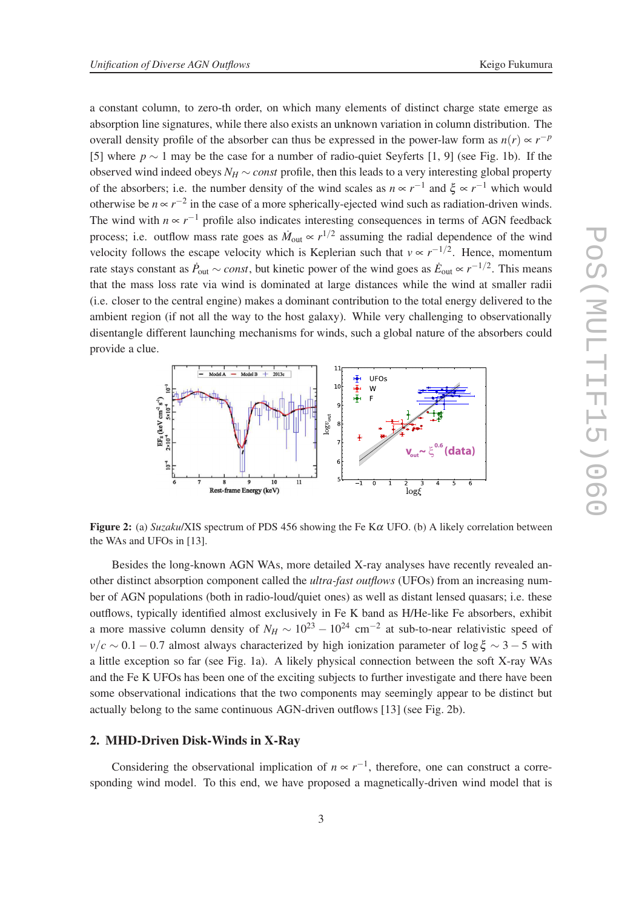a constant column, to zero-th order, on which many elements of distinct charge state emerge as absorption line signatures, while there also exists an unknown variation in column distribution. The overall density profile of the absorber can thus be expressed in the power-law form as $n(r) \propto r^{-p}$ [5] where $p \sim 1$ may be the case for a number of radio-quiet Seyferts [1, 9] (see Fig. 1b). If the observed wind indeed obeys $N_H \sim const$ profile, then this leads to a very interesting global property of the absorbers; i.e. the number density of the wind scales as $n \propto r^{-1}$ and $\xi \propto r^{-1}$ which would otherwise be $n \propto r^{-2}$ in the case of a more spherically-ejected wind such as radiation-driven winds. The wind with $n \propto r^{-1}$ profile also indicates interesting consequences in terms of AGN feedback process; i.e. outflow mass rate goes as $\dot{M}_{\rm out} \propto r^{1/2}$ assuming the radial dependence of the wind velocity follows the escape velocity which is Keplerian such that $v \propto r^{-1/2}$. Hence, momentum rate stays constant as $\dot{P}_{\rm out} \sim const$, but kinetic power of the wind goes as $\dot{E}_{\rm out} \propto r^{-1/2}$. This means that the mass loss rate via wind is dominated at large distances while the wind at smaller radii (i.e. closer to the central engine) makes a dominant contribution to the total energy delivered to the ambient region (if not all the way to the host galaxy). While very challenging to observationally disentangle different launching mechanisms for winds, such a global nature of the absorbers could provide a clue.

**Figure 2:** (a) *Suzaku*/XIS spectrum of PDS 456 showing the Fe K$\alpha$ UFO. (b) A likely correlation between the WAs and UFOs in [13].

Besides the long-known AGN WAs, more detailed X-ray analyses have recently revealed another distinct absorption component called the *ultra-fast outflows* (UFOs) from an increasing number of AGN populations (both in radio-loud/quiet ones) as well as distant lensed quasars; i.e. these outflows, typically identified almost exclusively in Fe K band as H/He-like Fe absorbers, exhibit a more massive column density of $N_H \sim 10^{23} - 10^{24}$ cm$^{-2}$ at sub-to-near relativistic speed of $v/c \sim 0.1 - 0.7$ almost always characterized by high ionization parameter of $\log\xi \sim 3-5$ with a little exception so far (see Fig. 1a). A likely physical connection between the soft X-ray WAs and the Fe K UFOs has been one of the exciting subjects to further investigate and there have been some observational indications that the two components may seemingly appear to be distinct but actually belong to the same continuous AGN-driven outflows [13] (see Fig. 2b).

## 2. MHD-Driven Disk-Winds in X-Ray

Considering the observational implication of $n \propto r^{-1}$, therefore, one can construct a corresponding wind model. To this end, we have proposed a magnetically-driven wind model that is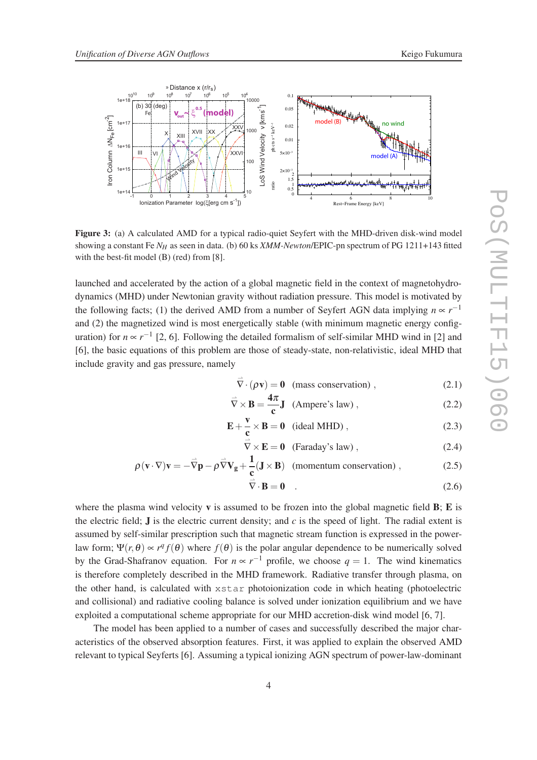**Figure 3:** (a) A calculated AMD for a typical radio-quiet Seyfert with the MHD-driven disk-wind model showing a constant Fe $N_H$ as seen in data. (b) 60 ks *XMM-Newton*/EPIC-pn spectrum of PG 1211+143 fitted with the best-fit model (B) (red) from [8].

launched and accelerated by the action of a global magnetic field in the context of magnetohydrodynamics (MHD) under Newtonian gravity without radiation pressure. This model is motivated by the following facts; (1) the derived AMD from a number of Seyfert AGN data implying $n \propto r^{-1}$ and (2) the magnetized wind is most energetically stable (with minimum magnetic energy configuration) for $n \propto r^{-1}$ [2, 6]. Following the detailed formalism of self-similar MHD wind in [2] and [6], the basic equations of this problem are those of steady-state, non-relativistic, ideal MHD that include gravity and gas pressure, namely

$$\vec{\nabla} \cdot (\rho \mathbf{v}) = \mathbf{0} \quad \text{(mass conservation)} , \tag{2.1}$$

$$\vec{\nabla} \times \mathbf{B} = \frac{\mathbf{4\pi}}{\mathbf{c}} \mathbf{J} \quad \text{(Ampere's law)} , \tag{2.2}$$

$$\mathbf{E} + \frac{\mathbf{v}}{\mathbf{c}} \times \mathbf{B} = \mathbf{0} \quad \text{(ideal MHD)} , \tag{2.3}$$

$$\vec{\nabla} \times \mathbf{E} = \mathbf{0} \quad \text{(Faraday's law)} , \tag{2.4}$$

$$\rho (\mathbf{v} \cdot \nabla) \mathbf{v} = -\vec{\nabla} \mathbf{p} - \rho \vec{\nabla} \mathbf{V_g} + \frac{\mathbf{1}}{\mathbf{c}} (\mathbf{J} \times \mathbf{B}) \quad \text{(momentum conservation)} , \tag{2.5}$$

$$\vec{\nabla} \cdot \mathbf{B} = \mathbf{0} \quad . \tag{2.6}$$

where the plasma wind velocity $\mathbf{v}$ is assumed to be frozen into the global magnetic field $\mathbf{B}$; $\mathbf{E}$ is the electric field; $\mathbf{J}$ is the electric current density; and $c$ is the speed of light. The radial extent is assumed by self-similar prescription such that magnetic stream function is expressed in the power-law form; $\Psi(r, \theta) \propto r^q f(\theta)$ where $f(\theta)$ is the polar angular dependence to be numerically solved by the Grad-Shafranov equation. For $n \propto r^{-1}$ profile, we choose $q = 1$. The wind kinematics is therefore completely described in the MHD framework. Radiative transfer through plasma, on the other hand, is calculated with `xstar` photoionization code in which heating (photoelectric and collisional) and radiative cooling balance is solved under ionization equilibrium and we have exploited a computational scheme appropriate for our MHD accretion-disk wind model [6, 7].

The model has been applied to a number of cases and successfully described the major characteristics of the observed absorption features. First, it was applied to explain the observed AMD relevant to typical Seyferts [6]. Assuming a typical ionizing AGN spectrum of power-law-dominant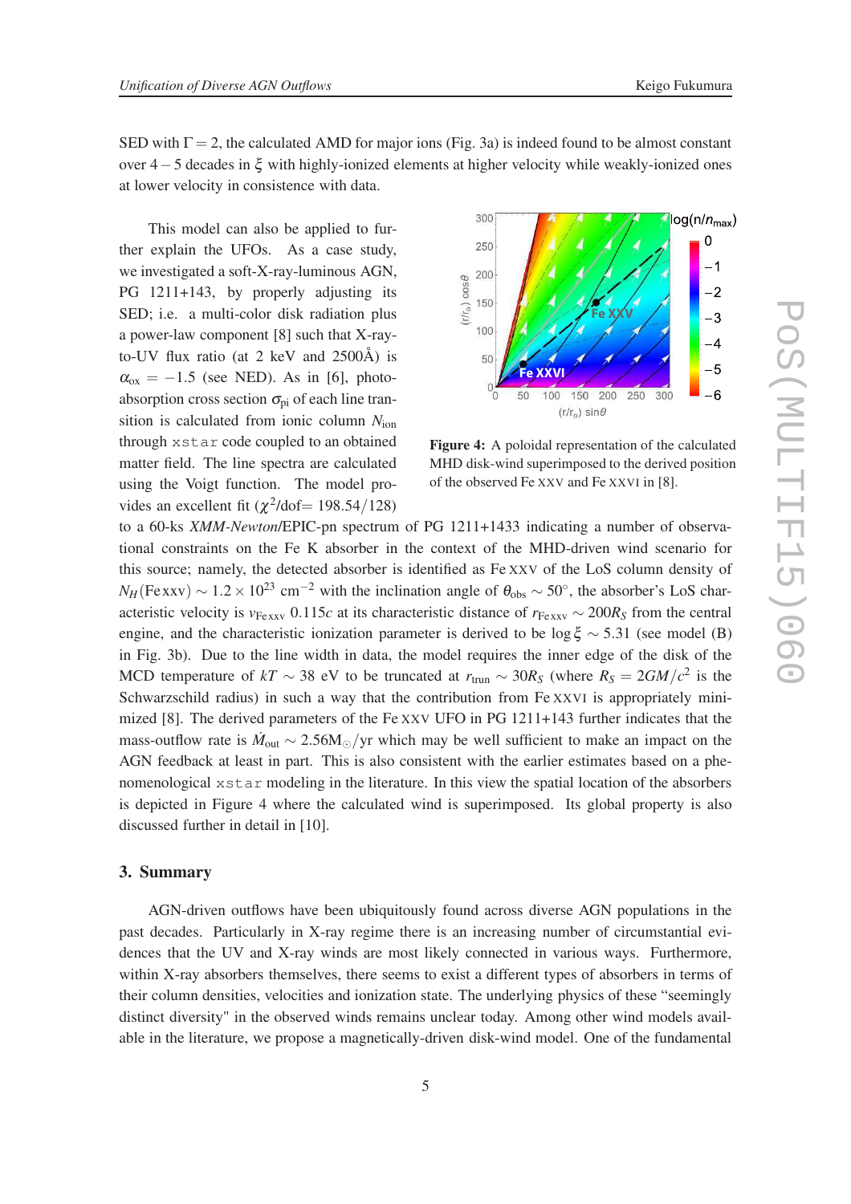SED with $\Gamma = 2$, the calculated AMD for major ions (Fig. 3a) is indeed found to be almost constant over $4-5$ decades in $\xi$ with highly-ionized elements at higher velocity while weakly-ionized ones at lower velocity in consistence with data.

This model can also be applied to further explain the UFOs. As a case study, we investigated a soft-X-ray-luminous AGN, PG 1211+143, by properly adjusting its SED; i.e. a multi-color disk radiation plus a power-law component [8] such that X-ray-to-UV flux ratio (at 2 keV and 2500Å) is $\alpha_{ox} = -1.5$ (see NED). As in [6], photo-absorption cross section $\sigma_{pi}$ of each line transition is calculated from ionic column $N_{ion}$ through `xstar` code coupled to an obtained matter field. The line spectra are calculated using the Voigt function. The model provides an excellent fit ($\chi^2$/dof= 198.54/128) to a 60-ks *XMM-Newton*/EPIC-pn spectrum of PG 1211+1433 indicating a number of observational constraints on the Fe K absorber in the context of the MHD-driven wind scenario for this source; namely, the detected absorber is identified as Fe XXV of the LoS column density of $N_H(\text{Fe XXV}) \sim 1.2 \times 10^{23}$ cm$^{-2}$ with the inclination angle of $\theta_{obs} \sim 50°$, the absorber's LoS characteristic velocity is $v_{\text{Fe XXV}}$ $0.115c$ at its characteristic distance of $r_{\text{Fe XXV}} \sim 200R_S$ from the central engine, and the characteristic ionization parameter is derived to be $\log \xi \sim 5.31$ (see model (B) in Fig. 3b). Due to the line width in data, the model requires the inner edge of the disk of the MCD temperature of $kT \sim 38$ eV to be truncated at $r_{trun} \sim 30R_S$ (where $R_S = 2GM/c^2$ is the Schwarzschild radius) in such a way that the contribution from Fe XXVI is appropriately minimized [8]. The derived parameters of the Fe XXV UFO in PG 1211+143 further indicates that the mass-outflow rate is $\dot{M}_{out} \sim 2.56 M_\odot$/yr which may be well sufficient to make an impact on the AGN feedback at least in part. This is also consistent with the earlier estimates based on a phenomenological `xstar` modeling in the literature. In this view the spatial location of the absorbers is depicted in Figure 4 where the calculated wind is superimposed. Its global property is also discussed further in detail in [10].

**Figure 4:** A poloidal representation of the calculated MHD disk-wind superimposed to the derived position of the observed Fe XXV and Fe XXVI in [8].

## 3. Summary

AGN-driven outflows have been ubiquitously found across diverse AGN populations in the past decades. Particularly in X-ray regime there is an increasing number of circumstantial evidences that the UV and X-ray winds are most likely connected in various ways. Furthermore, within X-ray absorbers themselves, there seems to exist a different types of absorbers in terms of their column densities, velocities and ionization state. The underlying physics of these "seemingly distinct diversity" in the observed winds remains unclear today. Among other wind models available in the literature, we propose a magnetically-driven disk-wind model. One of the fundamental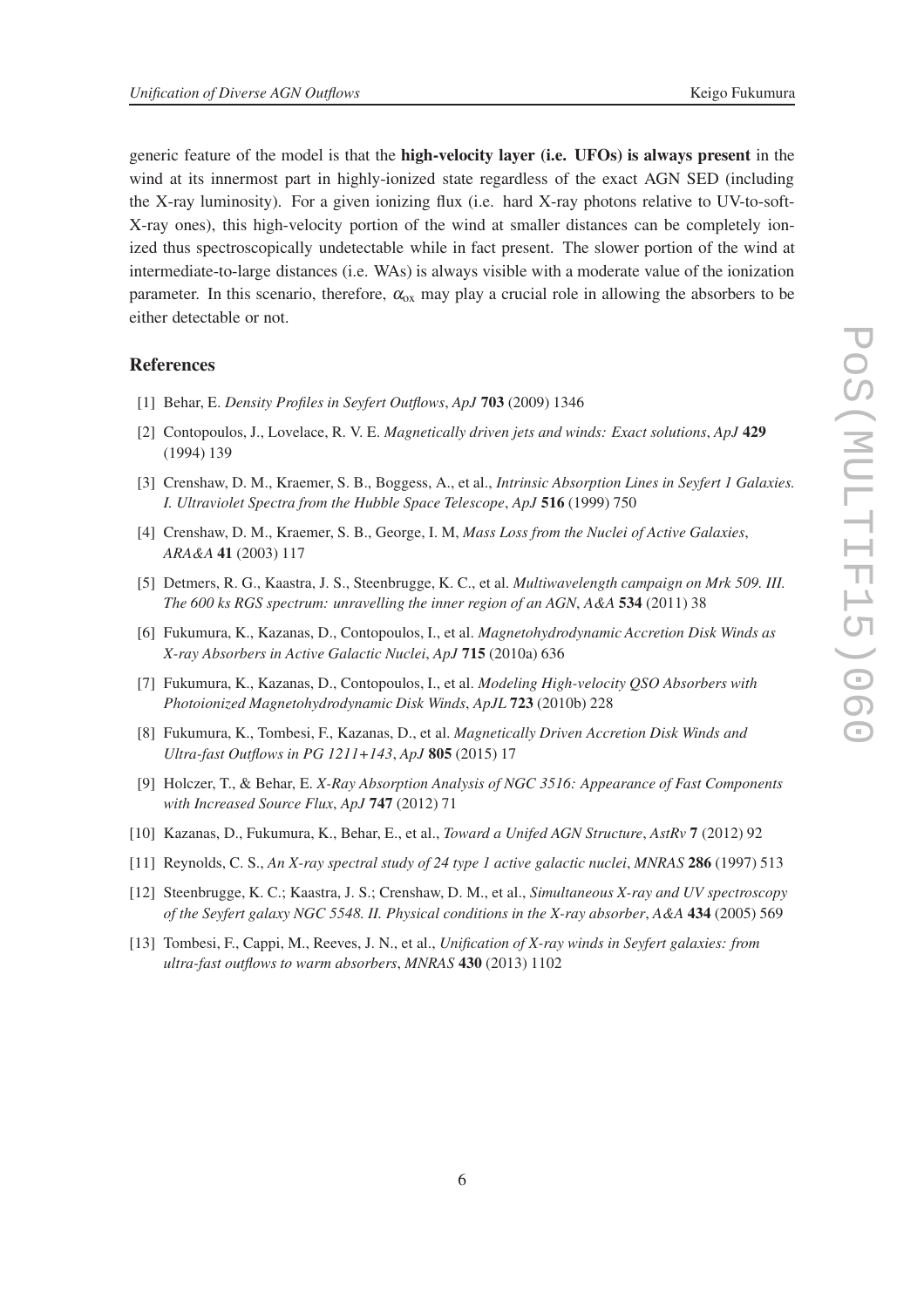generic feature of the model is that the **high-velocity layer (i.e. UFOs) is always present** in the wind at its innermost part in highly-ionized state regardless of the exact AGN SED (including the X-ray luminosity). For a given ionizing flux (i.e. hard X-ray photons relative to UV-to-soft-X-ray ones), this high-velocity portion of the wind at smaller distances can be completely ionized thus spectroscopically undetectable while in fact present. The slower portion of the wind at intermediate-to-large distances (i.e. WAs) is always visible with a moderate value of the ionization parameter. In this scenario, therefore, $\alpha_{ox}$ may play a crucial role in allowing the absorbers to be either detectable or not.

## References

[1] Behar, E. *Density Profiles in Seyfert Outflows*, *ApJ* **703** (2009) 1346

[2] Contopoulos, J., Lovelace, R. V. E. *Magnetically driven jets and winds: Exact solutions*, *ApJ* **429** (1994) 139

[3] Crenshaw, D. M., Kraemer, S. B., Boggess, A., et al., *Intrinsic Absorption Lines in Seyfert 1 Galaxies. I. Ultraviolet Spectra from the Hubble Space Telescope*, *ApJ* **516** (1999) 750

[4] Crenshaw, D. M., Kraemer, S. B., George, I. M, *Mass Loss from the Nuclei of Active Galaxies*, *ARA&A* **41** (2003) 117

[5] Detmers, R. G., Kaastra, J. S., Steenbrugge, K. C., et al. *Multiwavelength campaign on Mrk 509. III. The 600 ks RGS spectrum: unravelling the inner region of an AGN*, *A&A* **534** (2011) 38

[6] Fukumura, K., Kazanas, D., Contopoulos, I., et al. *Magnetohydrodynamic Accretion Disk Winds as X-ray Absorbers in Active Galactic Nuclei*, *ApJ* **715** (2010a) 636

[7] Fukumura, K., Kazanas, D., Contopoulos, I., et al. *Modeling High-velocity QSO Absorbers with Photoionized Magnetohydrodynamic Disk Winds*, *ApJL* **723** (2010b) 228

[8] Fukumura, K., Tombesi, F., Kazanas, D., et al. *Magnetically Driven Accretion Disk Winds and Ultra-fast Outflows in PG 1211+143*, *ApJ* **805** (2015) 17

[9] Holczer, T., & Behar, E. *X-Ray Absorption Analysis of NGC 3516: Appearance of Fast Components with Increased Source Flux*, *ApJ* **747** (2012) 71

[10] Kazanas, D., Fukumura, K., Behar, E., et al., *Toward a Unifed AGN Structure*, *AstRv* **7** (2012) 92

[11] Reynolds, C. S., *An X-ray spectral study of 24 type 1 active galactic nuclei*, *MNRAS* **286** (1997) 513

[12] Steenbrugge, K. C.; Kaastra, J. S.; Crenshaw, D. M., et al., *Simultaneous X-ray and UV spectroscopy of the Seyfert galaxy NGC 5548. II. Physical conditions in the X-ray absorber*, *A&A* **434** (2005) 569

[13] Tombesi, F., Cappi, M., Reeves, J. N., et al., *Unification of X-ray winds in Seyfert galaxies: from ultra-fast outflows to warm absorbers*, *MNRAS* **430** (2013) 1102